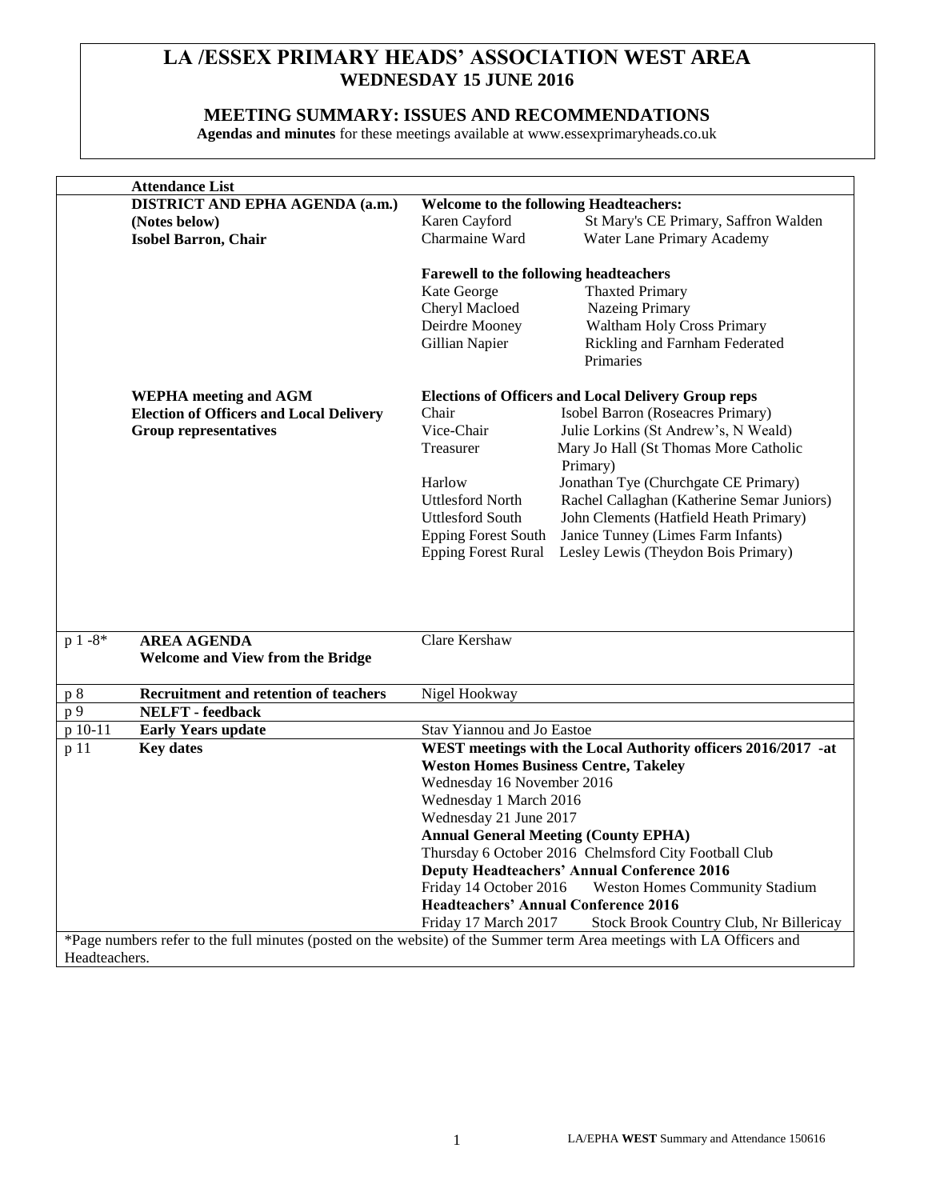# LA /ESSEX PRIMARY HEADS' ASSOCIATION WEST AREA

## WEDNESDAY 15 JUNE 2016

### MEETING SUMMARY: ISSUES AND RECOMMENDATIONS

**Agendas and minutes** for these meetings available at www.essexprimaryheads.co.uk

| | **Attendance List** | |
|---|---|---|
| | **DISTRICT AND EPHA AGENDA (a.m.)**<br>**(Notes below)**<br>**Isobel Barron, Chair** | **Welcome to the following Headteachers:**<br>Karen Cayford — St Mary's CE Primary, Saffron Walden<br>Charmaine Ward — Water Lane Primary Academy<br><br>**Farewell to the following headteachers**<br>Kate George — Thaxted Primary<br>Cheryl Macloed — Nazeing Primary<br>Deirdre Mooney — Waltham Holy Cross Primary<br>Gillian Napier — Rickling and Farnham Federated Primaries |
| | **WEPHA meeting and AGM**<br>**Election of Officers and Local Delivery Group representatives** | **Elections of Officers and Local Delivery Group reps**<br>Chair — Isobel Barron (Roseacres Primary)<br>Vice-Chair — Julie Lorkins (St Andrew's, N Weald)<br>Treasurer — Mary Jo Hall (St Thomas More Catholic Primary)<br>Harlow — Jonathan Tye (Churchgate CE Primary)<br>Uttlesford North — Rachel Callaghan (Katherine Semar Juniors)<br>Uttlesford South — John Clements (Hatfield Heath Primary)<br>Epping Forest South — Janice Tunney (Limes Farm Infants)<br>Epping Forest Rural — Lesley Lewis (Theydon Bois Primary) |
| p 1 -8* | **AREA AGENDA**<br>**Welcome and View from the Bridge** | Clare Kershaw |
| p 8 | **Recruitment and retention of teachers** | Nigel Hookway |
| p 9 | **NELFT - feedback** | |
| p 10-11 | **Early Years update** | Stav Yiannou and Jo Eastoe |
| p 11 | **Key dates** | **WEST meetings with the Local Authority officers 2016/2017 -at Weston Homes Business Centre, Takeley**<br>Wednesday 16 November 2016<br>Wednesday 1 March 2016<br>Wednesday 21 June 2017<br>**Annual General Meeting (County EPHA)**<br>Thursday 6 October 2016 Chelmsford City Football Club<br>**Deputy Headteachers' Annual Conference 2016**<br>Friday 14 October 2016 — Weston Homes Community Stadium<br>**Headteachers' Annual Conference 2016**<br>Friday 17 March 2017 — Stock Brook Country Club, Nr Billericay |

*Page numbers refer to the full minutes (posted on the website) of the Summer term Area meetings with LA Officers and Headteachers.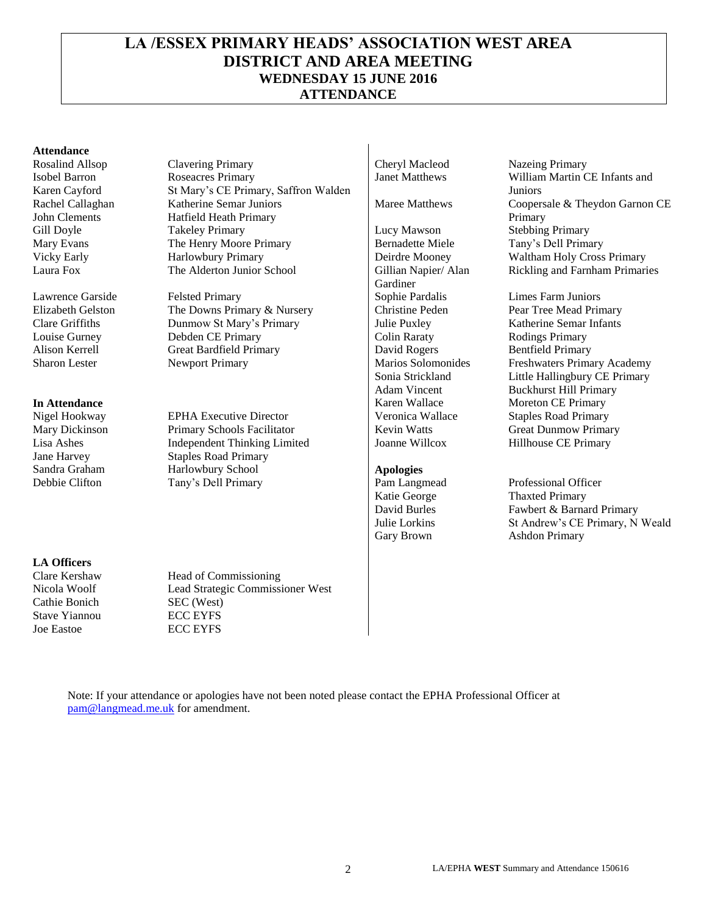# LA /ESSEX PRIMARY HEADS' ASSOCIATION WEST AREA
# DISTRICT AND AREA MEETING
## WEDNESDAY 15 JUNE 2016
## ATTENDANCE

**Attendance**

| | |
|---|---|
| Rosalind Allsop | Clavering Primary |
| Isobel Barron | Roseacres Primary |
| Karen Cayford | St Mary's CE Primary, Saffron Walden |
| Rachel Callaghan | Katherine Semar Juniors |
| John Clements | Hatfield Heath Primary |
| Gill Doyle | Takeley Primary |
| Mary Evans | The Henry Moore Primary |
| Vicky Early | Harlowbury Primary |
| Laura Fox | The Alderton Junior School |
| Lawrence Garside | Felsted Primary |
| Elizabeth Gelston | The Downs Primary & Nursery |
| Clare Griffiths | Dunmow St Mary's Primary |
| Louise Gurney | Debden CE Primary |
| Alison Kerrell | Great Bardfield Primary |
| Sharon Lester | Newport Primary |
| Cheryl Macleod | Nazeing Primary |
| Janet Matthews | William Martin CE Infants and Juniors |
| Maree Matthews | Coopersale & Theydon Garnon CE Primary |
| Lucy Mawson | Stebbing Primary |
| Bernadette Miele | Tany's Dell Primary |
| Deirdre Mooney | Waltham Holy Cross Primary |
| Gillian Napier/ Alan Gardiner | Rickling and Farnham Primaries |
| Sophie Pardalis | Limes Farm Juniors |
| Christine Peden | Pear Tree Mead Primary |
| Julie Puxley | Katherine Semar Infants |
| Colin Raraty | Rodings Primary |
| David Rogers | Bentfield Primary |
| Marios Solomonides | Freshwaters Primary Academy |
| Sonia Strickland | Little Hallingbury CE Primary |
| Adam Vincent | Buckhurst Hill Primary |
| Karen Wallace | Moreton CE Primary |
| Veronica Wallace | Staples Road Primary |
| Kevin Watts | Great Dunmow Primary |
| Joanne Willcox | Hillhouse CE Primary |

**In Attendance**

| | |
|---|---|
| Nigel Hookway | EPHA Executive Director |
| Mary Dickinson | Primary Schools Facilitator |
| Lisa Ashes | Independent Thinking Limited |
| Jane Harvey | Staples Road Primary |
| Sandra Graham | Harlowbury School |
| Debbie Clifton | Tany's Dell Primary |

**LA Officers**

| | |
|---|---|
| Clare Kershaw | Head of Commissioning |
| Nicola Woolf | Lead Strategic Commissioner West |
| Cathie Bonich | SEC (West) |
| Stave Yiannou | ECC EYFS |
| Joe Eastoe | ECC EYFS |

**Apologies**

| | |
|---|---|
| Pam Langmead | Professional Officer |
| Katie George | Thaxted Primary |
| David Burles | Fawbert & Barnard Primary |
| Julie Lorkins | St Andrew's CE Primary, N Weald |
| Gary Brown | Ashdon Primary |

Note: If your attendance or apologies have not been noted please contact the EPHA Professional Officer at pam@langmead.me.uk for amendment.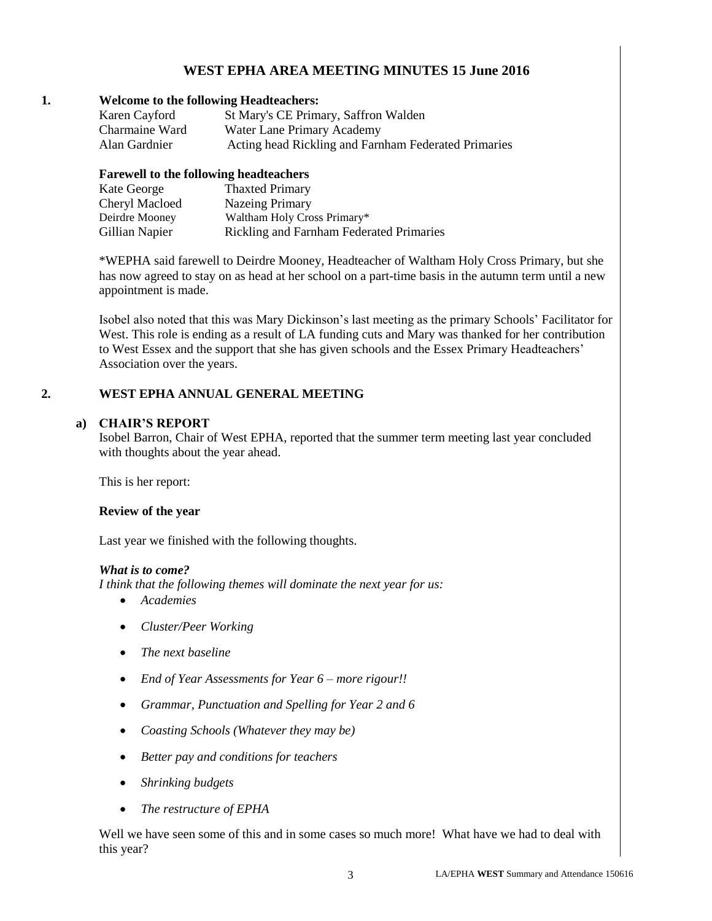# WEST EPHA AREA MEETING MINUTES 15 June 2016

## 1. Welcome to the following Headteachers:

| | |
|---|---|
| Karen Cayford | St Mary's CE Primary, Saffron Walden |
| Charmaine Ward | Water Lane Primary Academy |
| Alan Gardnier | Acting head Rickling and Farnham Federated Primaries |

**Farewell to the following headteachers**

| | |
|---|---|
| Kate George | Thaxted Primary |
| Cheryl Macloed | Nazeing Primary |
| Deirdre Mooney | Waltham Holy Cross Primary* |
| Gillian Napier | Rickling and Farnham Federated Primaries |

*WEPHA said farewell to Deirdre Mooney, Headteacher of Waltham Holy Cross Primary, but she has now agreed to stay on as head at her school on a part-time basis in the autumn term until a new appointment is made.

Isobel also noted that this was Mary Dickinson's last meeting as the primary Schools' Facilitator for West. This role is ending as a result of LA funding cuts and Mary was thanked for her contribution to West Essex and the support that she has given schools and the Essex Primary Headteachers' Association over the years.

## 2. WEST EPHA ANNUAL GENERAL MEETING

### a) CHAIR'S REPORT

Isobel Barron, Chair of West EPHA, reported that the summer term meeting last year concluded with thoughts about the year ahead.

This is her report:

**Review of the year**

Last year we finished with the following thoughts.

***What is to come?***

*I think that the following themes will dominate the next year for us:*

- *Academies*
- *Cluster/Peer Working*
- *The next baseline*
- *End of Year Assessments for Year 6 – more rigour!!*
- *Grammar, Punctuation and Spelling for Year 2 and 6*
- *Coasting Schools (Whatever they may be)*
- *Better pay and conditions for teachers*
- *Shrinking budgets*
- *The restructure of EPHA*

Well we have seen some of this and in some cases so much more! What have we had to deal with this year?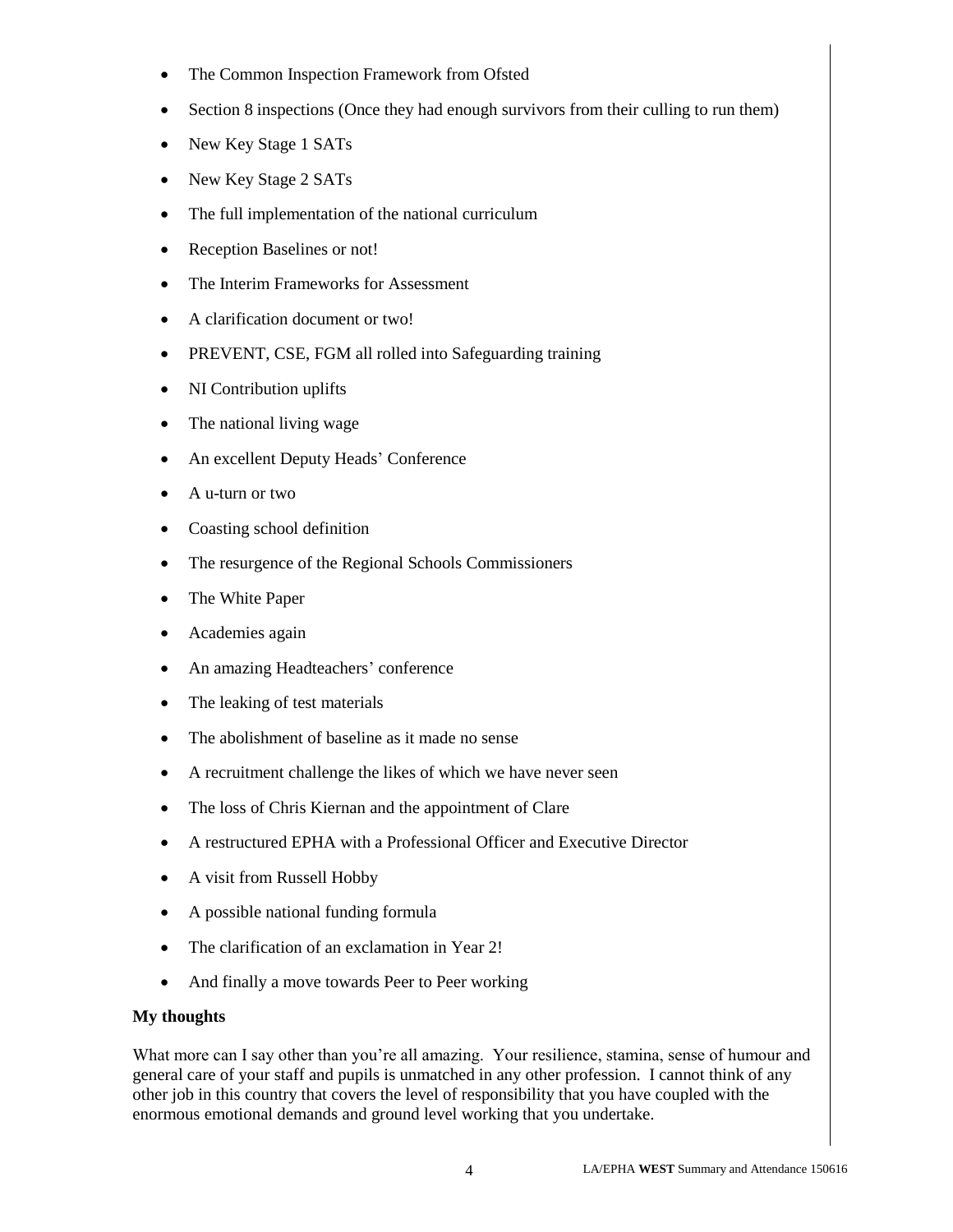- The Common Inspection Framework from Ofsted
- Section 8 inspections (Once they had enough survivors from their culling to run them)
- New Key Stage 1 SATs
- New Key Stage 2 SATs
- The full implementation of the national curriculum
- Reception Baselines or not!
- The Interim Frameworks for Assessment
- A clarification document or two!
- PREVENT, CSE, FGM all rolled into Safeguarding training
- NI Contribution uplifts
- The national living wage
- An excellent Deputy Heads' Conference
- A u-turn or two
- Coasting school definition
- The resurgence of the Regional Schools Commissioners
- The White Paper
- Academies again
- An amazing Headteachers' conference
- The leaking of test materials
- The abolishment of baseline as it made no sense
- A recruitment challenge the likes of which we have never seen
- The loss of Chris Kiernan and the appointment of Clare
- A restructured EPHA with a Professional Officer and Executive Director
- A visit from Russell Hobby
- A possible national funding formula
- The clarification of an exclamation in Year 2!
- And finally a move towards Peer to Peer working

**My thoughts**

What more can I say other than you're all amazing. Your resilience, stamina, sense of humour and general care of your staff and pupils is unmatched in any other profession. I cannot think of any other job in this country that covers the level of responsibility that you have coupled with the enormous emotional demands and ground level working that you undertake.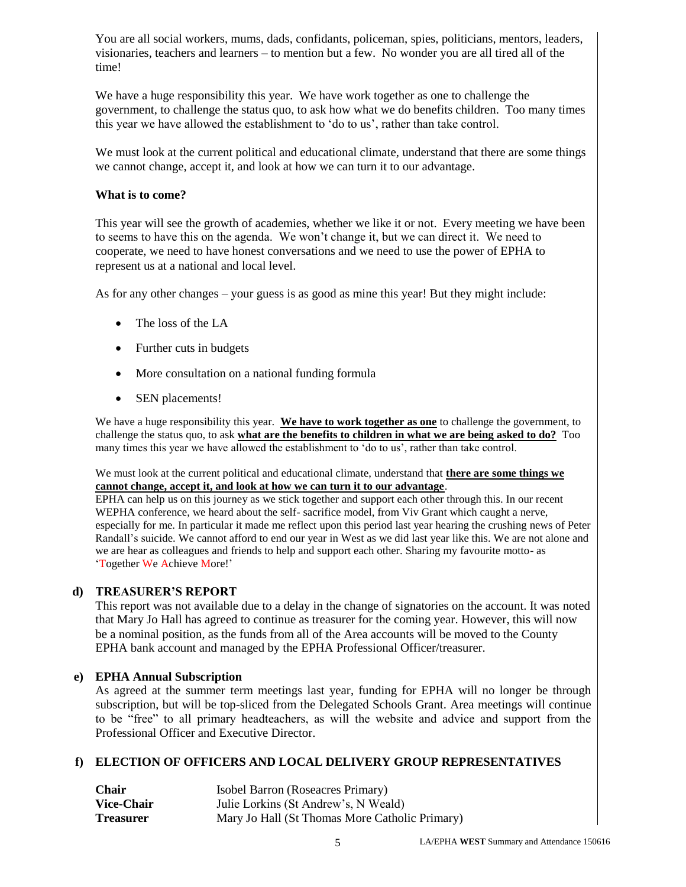You are all social workers, mums, dads, confidants, policeman, spies, politicians, mentors, leaders, visionaries, teachers and learners – to mention but a few. No wonder you are all tired all of the time!

We have a huge responsibility this year. We have work together as one to challenge the government, to challenge the status quo, to ask how what we do benefits children. Too many times this year we have allowed the establishment to 'do to us', rather than take control.

We must look at the current political and educational climate, understand that there are some things we cannot change, accept it, and look at how we can turn it to our advantage.

**What is to come?**

This year will see the growth of academies, whether we like it or not. Every meeting we have been to seems to have this on the agenda. We won't change it, but we can direct it. We need to cooperate, we need to have honest conversations and we need to use the power of EPHA to represent us at a national and local level.

As for any other changes – your guess is as good as mine this year! But they might include:

- The loss of the LA
- Further cuts in budgets
- More consultation on a national funding formula
- SEN placements!

We have a huge responsibility this year. **We have to work together as one** to challenge the government, to challenge the status quo, to ask **what are the benefits to children in what we are being asked to do?** Too many times this year we have allowed the establishment to 'do to us', rather than take control.

We must look at the current political and educational climate, understand that **there are some things we cannot change, accept it, and look at how we can turn it to our advantage**.
EPHA can help us on this journey as we stick together and support each other through this. In our recent WEPHA conference, we heard about the self- sacrifice model, from Viv Grant which caught a nerve, especially for me. In particular it made me reflect upon this period last year hearing the crushing news of Peter Randall's suicide. We cannot afford to end our year in West as we did last year like this. We are not alone and we are hear as colleagues and friends to help and support each other. Sharing my favourite motto- as 'Together We Achieve More!'

### d) TREASURER'S REPORT

This report was not available due to a delay in the change of signatories on the account. It was noted that Mary Jo Hall has agreed to continue as treasurer for the coming year. However, this will now be a nominal position, as the funds from all of the Area accounts will be moved to the County EPHA bank account and managed by the EPHA Professional Officer/treasurer.

### e) EPHA Annual Subscription

As agreed at the summer term meetings last year, funding for EPHA will no longer be through subscription, but will be top-sliced from the Delegated Schools Grant. Area meetings will continue to be "free" to all primary headteachers, as will the website and advice and support from the Professional Officer and Executive Director.

### f) ELECTION OF OFFICERS AND LOCAL DELIVERY GROUP REPRESENTATIVES

| | |
|---|---|
| **Chair** | Isobel Barron (Roseacres Primary) |
| **Vice-Chair** | Julie Lorkins (St Andrew's, N Weald) |
| **Treasurer** | Mary Jo Hall (St Thomas More Catholic Primary) |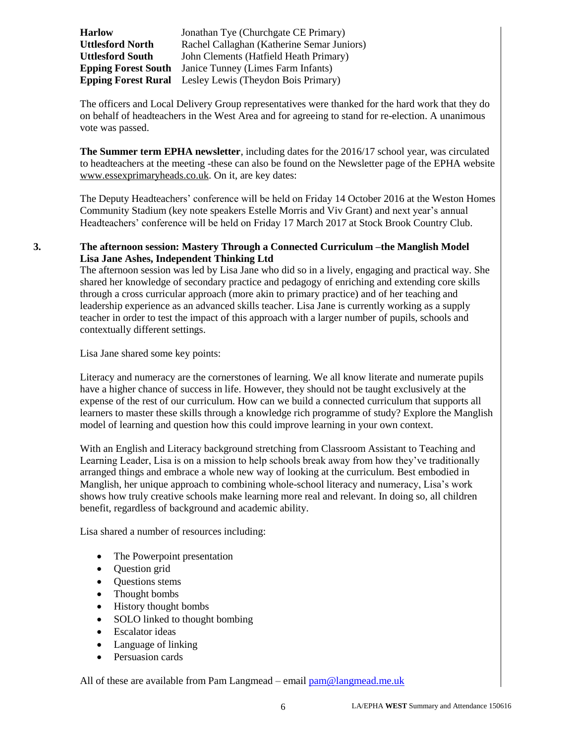| | |
|---|---|
| **Harlow** | Jonathan Tye (Churchgate CE Primary) |
| **Uttlesford North** | Rachel Callaghan (Katherine Semar Juniors) |
| **Uttlesford South** | John Clements (Hatfield Heath Primary) |
| **Epping Forest South** | Janice Tunney (Limes Farm Infants) |
| **Epping Forest Rural** | Lesley Lewis (Theydon Bois Primary) |

The officers and Local Delivery Group representatives were thanked for the hard work that they do on behalf of headteachers in the West Area and for agreeing to stand for re-election. A unanimous vote was passed.

**The Summer term EPHA newsletter**, including dates for the 2016/17 school year, was circulated to headteachers at the meeting -these can also be found on the Newsletter page of the EPHA website www.essexprimaryheads.co.uk. On it, are key dates:

The Deputy Headteachers' conference will be held on Friday 14 October 2016 at the Weston Homes Community Stadium (key note speakers Estelle Morris and Viv Grant) and next year's annual Headteachers' conference will be held on Friday 17 March 2017 at Stock Brook Country Club.

**3. The afternoon session: Mastery Through a Connected Curriculum –the Manglish Model Lisa Jane Ashes, Independent Thinking Ltd**

The afternoon session was led by Lisa Jane who did so in a lively, engaging and practical way. She shared her knowledge of secondary practice and pedagogy of enriching and extending core skills through a cross curricular approach (more akin to primary practice) and of her teaching and leadership experience as an advanced skills teacher. Lisa Jane is currently working as a supply teacher in order to test the impact of this approach with a larger number of pupils, schools and contextually different settings.

Lisa Jane shared some key points:

Literacy and numeracy are the cornerstones of learning. We all know literate and numerate pupils have a higher chance of success in life. However, they should not be taught exclusively at the expense of the rest of our curriculum. How can we build a connected curriculum that supports all learners to master these skills through a knowledge rich programme of study? Explore the Manglish model of learning and question how this could improve learning in your own context.

With an English and Literacy background stretching from Classroom Assistant to Teaching and Learning Leader, Lisa is on a mission to help schools break away from how they've traditionally arranged things and embrace a whole new way of looking at the curriculum. Best embodied in Manglish, her unique approach to combining whole-school literacy and numeracy, Lisa's work shows how truly creative schools make learning more real and relevant. In doing so, all children benefit, regardless of background and academic ability.

Lisa shared a number of resources including:

- The Powerpoint presentation
- Question grid
- Questions stems
- Thought bombs
- History thought bombs
- SOLO linked to thought bombing
- Escalator ideas
- Language of linking
- Persuasion cards

All of these are available from Pam Langmead – email pam@langmead.me.uk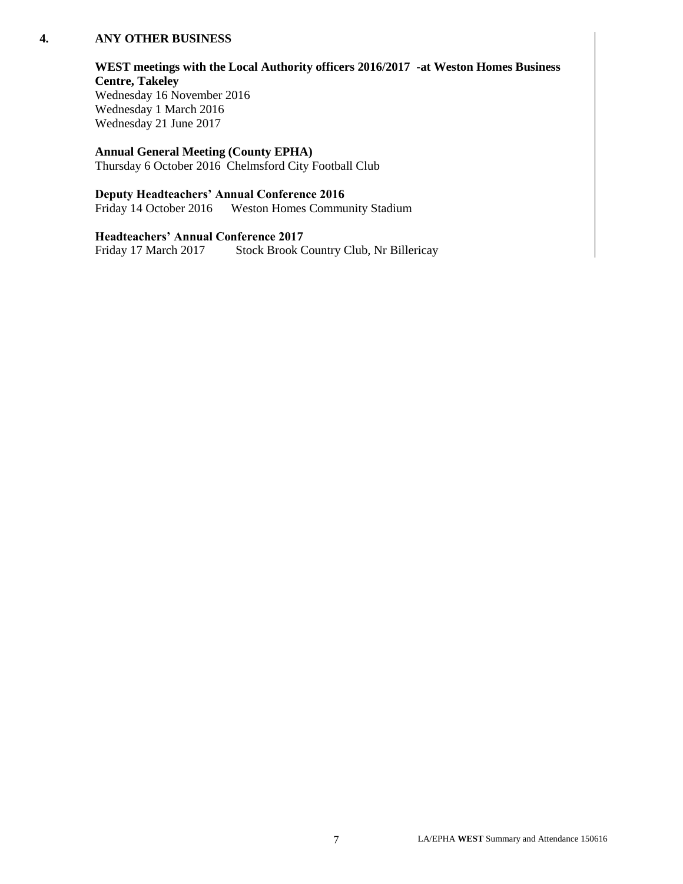## 4. ANY OTHER BUSINESS

**WEST meetings with the Local Authority officers 2016/2017 -at Weston Homes Business Centre, Takeley**

Wednesday 16 November 2016
Wednesday 1 March 2016
Wednesday 21 June 2017

**Annual General Meeting (County EPHA)**

Thursday 6 October 2016 Chelmsford City Football Club

**Deputy Headteachers' Annual Conference 2016**

Friday 14 October 2016 Weston Homes Community Stadium

**Headteachers' Annual Conference 2017**

Friday 17 March 2017 Stock Brook Country Club, Nr Billericay